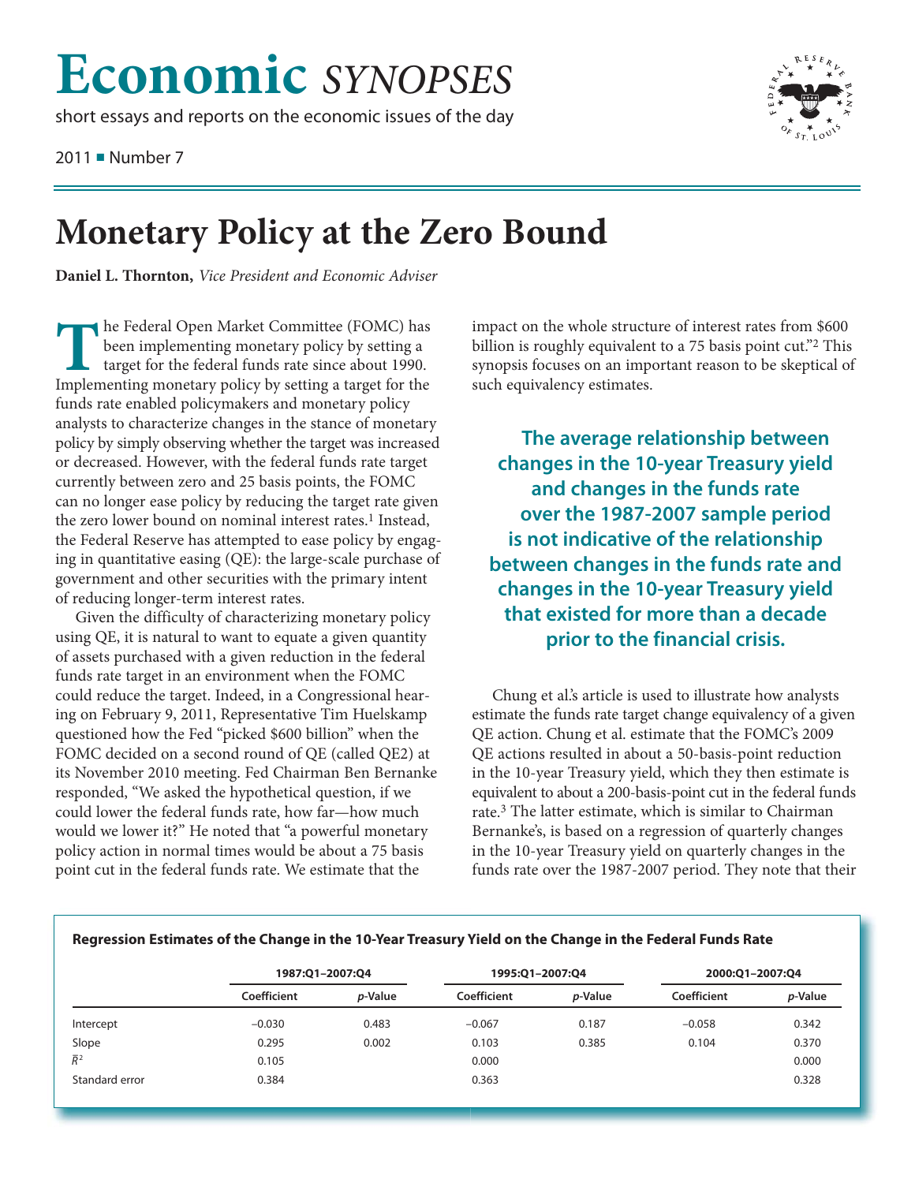# Economic *SYNOPSES*

short essays and reports on the economic issues of the day

2011 ■ Number 7

# Monetary Policy at the Zero Bound

**Daniel L. Thornton,** *Vice President and Economic Adviser*

The Federal Open Market Committee (FOMC) has been implementing monetary policy by setting a target for the federal funds rate since about 1990. Implementing monetary policy by setting a target for the funds rate enabled policymakers and monetary policy analysts to characterize changes in the stance of monetary policy by simply observing whether the target was increased or decreased. However, with the federal funds rate target currently between zero and 25 basis points, the FOMC can no longer ease policy by reducing the target rate given the zero lower bound on nominal interest rates.[1] Instead, the Federal Reserve has attempted to ease policy by engaging in quantitative easing (QE): the large-scale purchase of government and other securities with the primary intent of reducing longer-term interest rates.

Given the difficulty of characterizing monetary policy using QE, it is natural to want to equate a given quantity of assets purchased with a given reduction in the federal funds rate target in an environment when the FOMC could reduce the target. Indeed, in a Congressional hearing on February 9, 2011, Representative Tim Huelskamp questioned how the Fed "picked $600 billion" when the FOMC decided on a second round of QE (called QE2) at its November 2010 meeting. Fed Chairman Ben Bernanke responded, "We asked the hypothetical question, if we could lower the federal funds rate, how far—how much would we lower it?" He noted that "a powerful monetary policy action in normal times would be about a 75 basis point cut in the federal funds rate. We estimate that the impact on the whole structure of interest rates from $600 billion is roughly equivalent to a 75 basis point cut."[2] This synopsis focuses on an important reason to be skeptical of such equivalency estimates.

**The average relationship between changes in the 10-year Treasury yield and changes in the funds rate over the 1987-2007 sample period is not indicative of the relationship between changes in the funds rate and changes in the 10-year Treasury yield that existed for more than a decade prior to the financial crisis.**

Chung et al.'s article is used to illustrate how analysts estimate the funds rate target change equivalency of a given QE action. Chung et al. estimate that the FOMC's 2009 QE actions resulted in about a 50-basis-point reduction in the 10-year Treasury yield, which they then estimate is equivalent to about a 200-basis-point cut in the federal funds rate.[3] The latter estimate, which is similar to Chairman Bernanke's, is based on a regression of quarterly changes in the 10-year Treasury yield on quarterly changes in the funds rate over the 1987-2007 period. They note that their

**Regression Estimates of the Change in the 10-Year Treasury Yield on the Change in the Federal Funds Rate**

| | 1987:Q1–2007:Q4 | | 1995:Q1–2007:Q4 | | 2000:Q1–2007:Q4 | |
|---|---|---|---|---|---|---|
| | Coefficient | *p*-Value | Coefficient | *p*-Value | Coefficient | *p*-Value |
| Intercept | –0.030 | 0.483 | –0.067 | 0.187 | –0.058 | 0.342 |
| Slope | 0.295 | 0.002 | 0.103 | 0.385 | 0.104 | 0.370 |
| $\bar{R}^2$ | 0.105 | | 0.000 | | | 0.000 |
| Standard error | 0.384 | | 0.363 | | | 0.328 |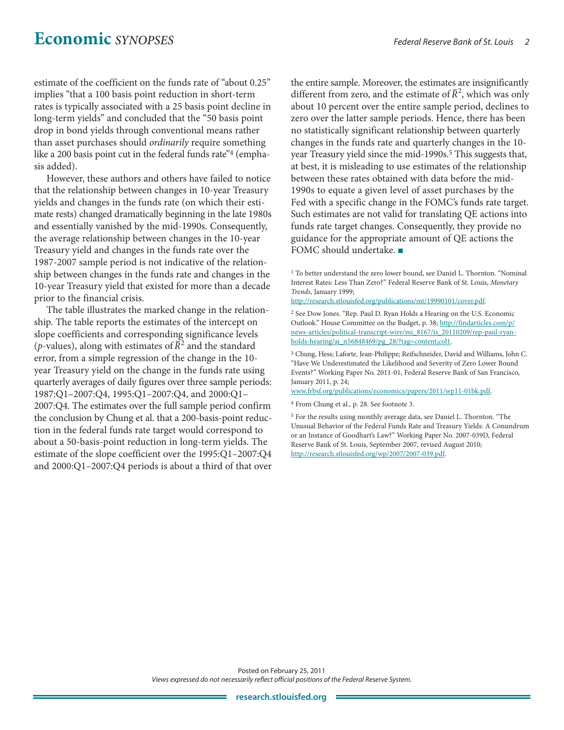estimate of the coefficient on the funds rate of "about 0.25" implies "that a 100 basis point reduction in short-term rates is typically associated with a 25 basis point decline in long-term yields" and concluded that the "50 basis point drop in bond yields through conventional means rather than asset purchases should *ordinarily* require something like a 200 basis point cut in the federal funds rate"[4] (emphasis added).

However, these authors and others have failed to notice that the relationship between changes in 10-year Treasury yields and changes in the funds rate (on which their estimate rests) changed dramatically beginning in the late 1980s and essentially vanished by the mid-1990s. Consequently, the average relationship between changes in the 10-year Treasury yield and changes in the funds rate over the 1987-2007 sample period is not indicative of the relationship between changes in the funds rate and changes in the 10-year Treasury yield that existed for more than a decade prior to the financial crisis.

The table illustrates the marked change in the relationship. The table reports the estimates of the intercept on slope coefficients and corresponding significance levels ($p$-values), along with estimates of $\bar{R}^2$ and the standard error, from a simple regression of the change in the 10-year Treasury yield on the change in the funds rate using quarterly averages of daily figures over three sample periods: 1987:Q1–2007:Q4, 1995:Q1–2007:Q4, and 2000:Q1–2007:Q4. The estimates over the full sample period confirm the conclusion by Chung et al. that a 200-basis-point reduction in the federal funds rate target would correspond to about a 50-basis-point reduction in long-term yields. The estimate of the slope coefficient over the 1995:Q1–2007:Q4 and 2000:Q1–2007:Q4 periods is about a third of that over the entire sample. Moreover, the estimates are insignificantly different from zero, and the estimate of $\bar{R}^2$, which was only about 10 percent over the entire sample period, declines to zero over the latter sample periods. Hence, there has been no statistically significant relationship between quarterly changes in the funds rate and quarterly changes in the 10-year Treasury yield since the mid-1990s.[5] This suggests that, at best, it is misleading to use estimates of the relationship between these rates obtained with data before the mid-1990s to equate a given level of asset purchases by the Fed with a specific change in the FOMC's funds rate target. Such estimates are not valid for translating QE actions into funds rate target changes. Consequently, they provide no guidance for the appropriate amount of QE actions the FOMC should undertake. ■

[1] To better understand the zero lower bound, see Daniel L. Thornton. "Nominal Interest Rates: Less Than Zero?" Federal Reserve Bank of St. Louis, *Monetary Trends*, January 1999; http://research.stlouisfed.org/publications/mt/19990101/cover.pdf.

[2] See Dow Jones. "Rep. Paul D. Ryan Holds a Hearing on the U.S. Economic Outlook." House Committee on the Budget, p. 38; http://findarticles.com/p/news-articles/political-transcript-wire/mi_8167/is_20110209/rep-paul-ryan-holds-hearing/ai_n56848469/pg_28/?tag=content;col1.

[3] Chung, Hess; Laforte, Jean-Philippe; Reifschneider, David and Williams, John C. "Have We Underestimated the Likelihood and Severity of Zero Lower Bound Events?" Working Paper No. 2011-01, Federal Reserve Bank of San Francisco, January 2011, p. 24; www.frbsf.org/publications/economics/papers/2011/wp11-01bk.pdf.

[4] From Chung et al., p. 28. See footnote 3.

[5] For the results using monthly average data, see Daniel L. Thornton. "The Unusual Behavior of the Federal Funds Rate and Treasury Yields: A Conundrum or an Instance of Goodhart's Law?" Working Paper No. 2007-039D, Federal Reserve Bank of St. Louis, September 2007, revised August 2010; http://research.stlouisfed.org/wp/2007/2007-039.pdf.

Posted on February 25, 2011

*Views expressed do not necessarily reflect official positions of the Federal Reserve System.*